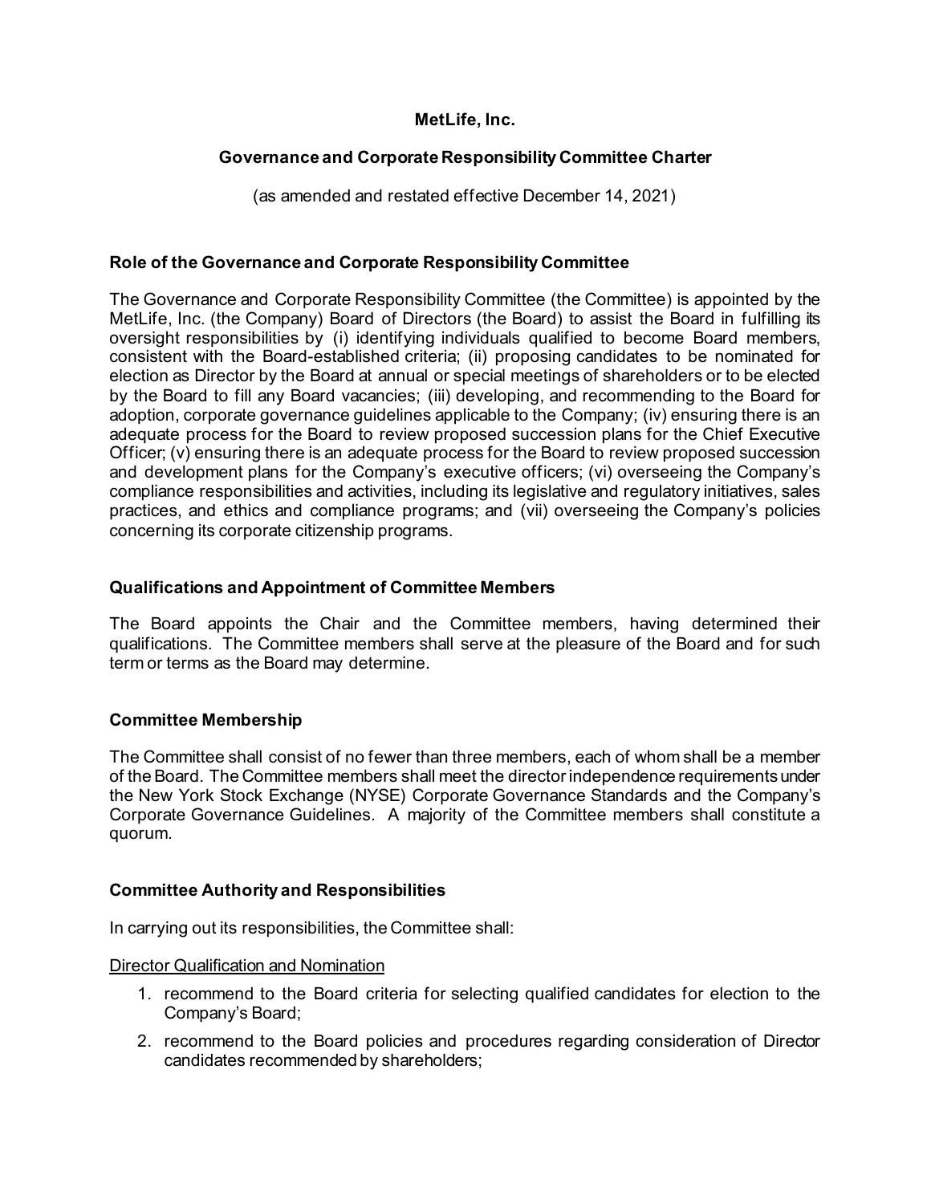# MetLife, Inc.

## Governance and Corporate Responsibility Committee Charter

(as amended and restated effective December 14, 2021)

### Role of the Governance and Corporate Responsibility Committee

The Governance and Corporate Responsibility Committee (the Committee) is appointed by the MetLife, Inc. (the Company) Board of Directors (the Board) to assist the Board in fulfilling its oversight responsibilities by (i) identifying individuals qualified to become Board members, consistent with the Board-established criteria; (ii) proposing candidates to be nominated for election as Director by the Board at annual or special meetings of shareholders or to be elected by the Board to fill any Board vacancies; (iii) developing, and recommending to the Board for adoption, corporate governance guidelines applicable to the Company; (iv) ensuring there is an adequate process for the Board to review proposed succession plans for the Chief Executive Officer; (v) ensuring there is an adequate process for the Board to review proposed succession and development plans for the Company's executive officers; (vi) overseeing the Company's compliance responsibilities and activities, including its legislative and regulatory initiatives, sales practices, and ethics and compliance programs; and (vii) overseeing the Company's policies concerning its corporate citizenship programs.

### Qualifications and Appointment of Committee Members

The Board appoints the Chair and the Committee members, having determined their qualifications. The Committee members shall serve at the pleasure of the Board and for such term or terms as the Board may determine.

### Committee Membership

The Committee shall consist of no fewer than three members, each of whom shall be a member of the Board. The Committee members shall meet the director independence requirements under the New York Stock Exchange (NYSE) Corporate Governance Standards and the Company's Corporate Governance Guidelines. A majority of the Committee members shall constitute a quorum.

### Committee Authority and Responsibilities

In carrying out its responsibilities, the Committee shall:

<u>Director Qualification and Nomination</u>

1. recommend to the Board criteria for selecting qualified candidates for election to the Company's Board;
2. recommend to the Board policies and procedures regarding consideration of Director candidates recommended by shareholders;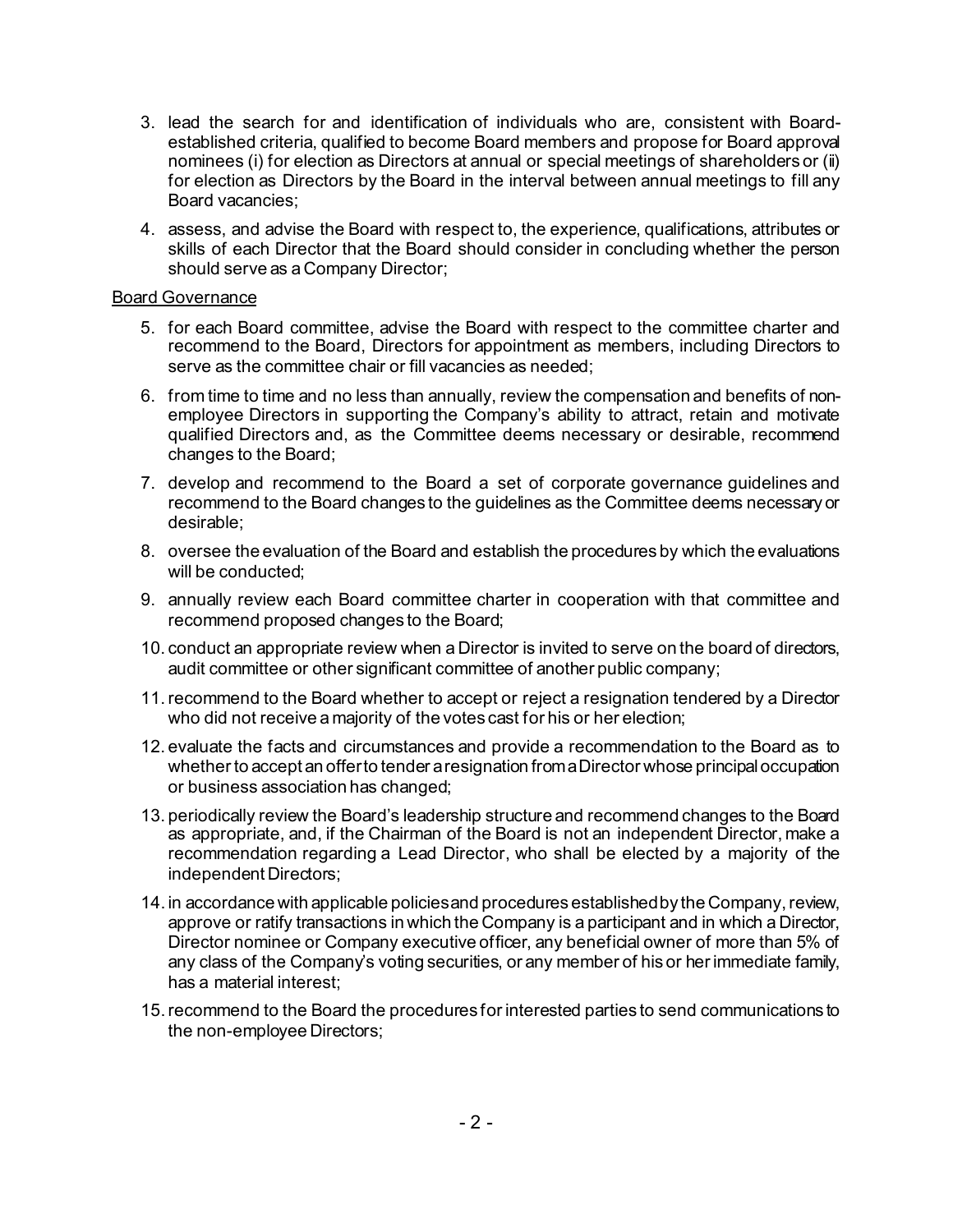3. lead the search for and identification of individuals who are, consistent with Board-established criteria, qualified to become Board members and propose for Board approval nominees (i) for election as Directors at annual or special meetings of shareholders or (ii) for election as Directors by the Board in the interval between annual meetings to fill any Board vacancies;
4. assess, and advise the Board with respect to, the experience, qualifications, attributes or skills of each Director that the Board should consider in concluding whether the person should serve as a Company Director;

Board Governance

5. for each Board committee, advise the Board with respect to the committee charter and recommend to the Board, Directors for appointment as members, including Directors to serve as the committee chair or fill vacancies as needed;
6. from time to time and no less than annually, review the compensation and benefits of non-employee Directors in supporting the Company's ability to attract, retain and motivate qualified Directors and, as the Committee deems necessary or desirable, recommend changes to the Board;
7. develop and recommend to the Board a set of corporate governance guidelines and recommend to the Board changes to the guidelines as the Committee deems necessary or desirable;
8. oversee the evaluation of the Board and establish the procedures by which the evaluations will be conducted;
9. annually review each Board committee charter in cooperation with that committee and recommend proposed changes to the Board;
10. conduct an appropriate review when a Director is invited to serve on the board of directors, audit committee or other significant committee of another public company;
11. recommend to the Board whether to accept or reject a resignation tendered by a Director who did not receive a majority of the votes cast for his or her election;
12. evaluate the facts and circumstances and provide a recommendation to the Board as to whether to accept an offer to tender a resignation from a Director whose principal occupation or business association has changed;
13. periodically review the Board's leadership structure and recommend changes to the Board as appropriate, and, if the Chairman of the Board is not an independent Director, make a recommendation regarding a Lead Director, who shall be elected by a majority of the independent Directors;
14. in accordance with applicable policies and procedures established by the Company, review, approve or ratify transactions in which the Company is a participant and in which a Director, Director nominee or Company executive officer, any beneficial owner of more than 5% of any class of the Company's voting securities, or any member of his or her immediate family, has a material interest;
15. recommend to the Board the procedures for interested parties to send communications to the non-employee Directors;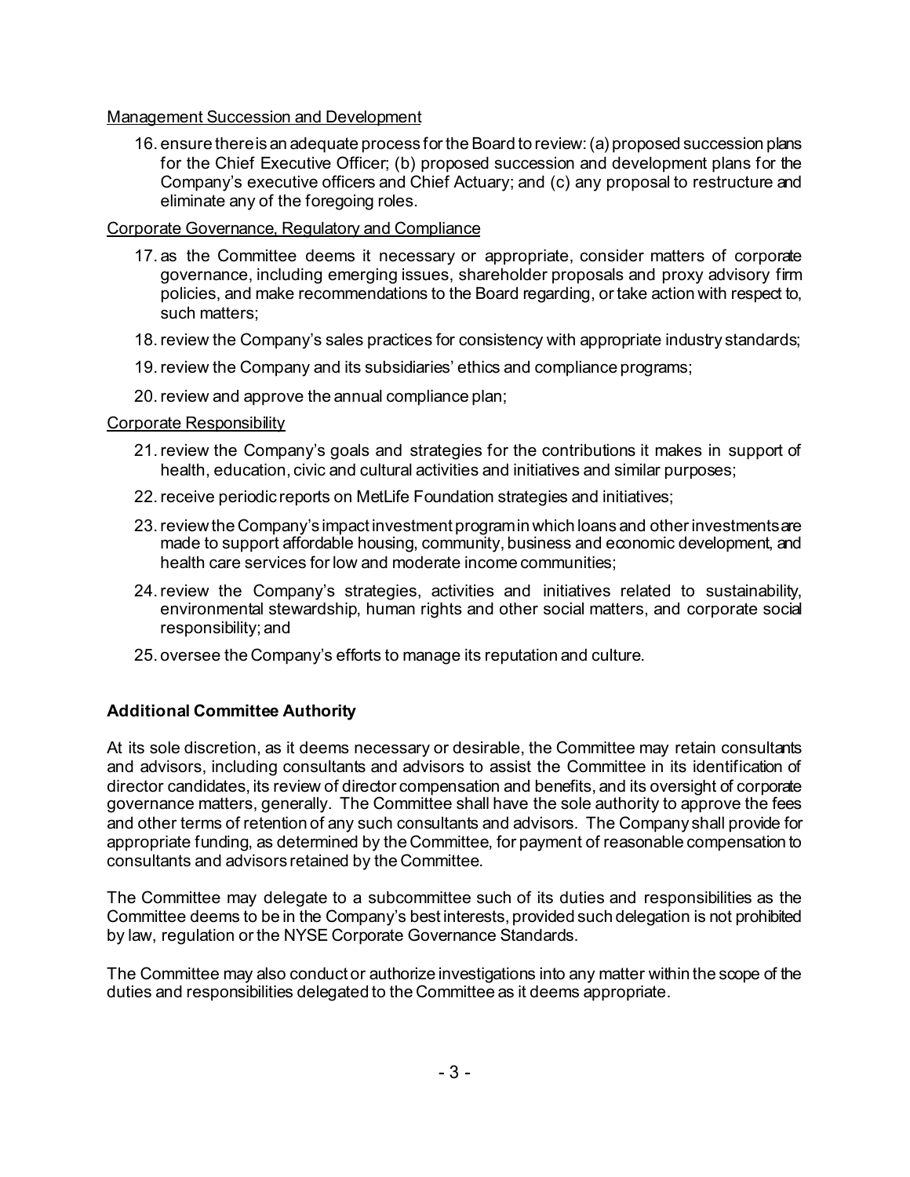Management Succession and Development

16. ensure there is an adequate process for the Board to review: (a) proposed succession plans for the Chief Executive Officer; (b) proposed succession and development plans for the Company's executive officers and Chief Actuary; and (c) any proposal to restructure and eliminate any of the foregoing roles.

Corporate Governance, Regulatory and Compliance

17. as the Committee deems it necessary or appropriate, consider matters of corporate governance, including emerging issues, shareholder proposals and proxy advisory firm policies, and make recommendations to the Board regarding, or take action with respect to, such matters;
18. review the Company's sales practices for consistency with appropriate industry standards;
19. review the Company and its subsidiaries' ethics and compliance programs;
20. review and approve the annual compliance plan;

Corporate Responsibility

21. review the Company's goals and strategies for the contributions it makes in support of health, education, civic and cultural activities and initiatives and similar purposes;
22. receive periodic reports on MetLife Foundation strategies and initiatives;
23. review the Company's impact investment program in which loans and other investments are made to support affordable housing, community, business and economic development, and health care services for low and moderate income communities;
24. review the Company's strategies, activities and initiatives related to sustainability, environmental stewardship, human rights and other social matters, and corporate social responsibility; and
25. oversee the Company's efforts to manage its reputation and culture.

**Additional Committee Authority**

At its sole discretion, as it deems necessary or desirable, the Committee may retain consultants and advisors, including consultants and advisors to assist the Committee in its identification of director candidates, its review of director compensation and benefits, and its oversight of corporate governance matters, generally. The Committee shall have the sole authority to approve the fees and other terms of retention of any such consultants and advisors. The Company shall provide for appropriate funding, as determined by the Committee, for payment of reasonable compensation to consultants and advisors retained by the Committee.

The Committee may delegate to a subcommittee such of its duties and responsibilities as the Committee deems to be in the Company's best interests, provided such delegation is not prohibited by law, regulation or the NYSE Corporate Governance Standards.

The Committee may also conduct or authorize investigations into any matter within the scope of the duties and responsibilities delegated to the Committee as it deems appropriate.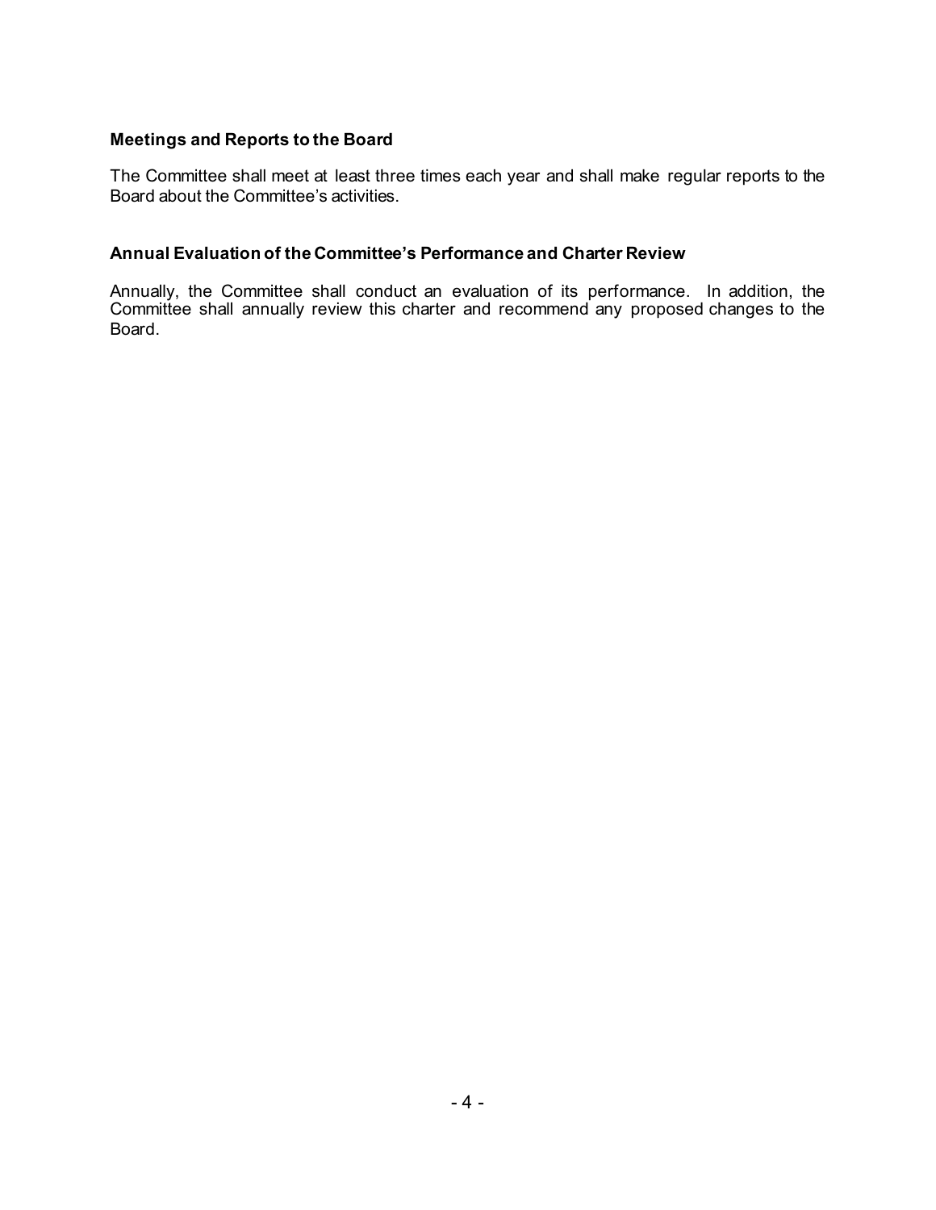## Meetings and Reports to the Board

The Committee shall meet at least three times each year and shall make regular reports to the Board about the Committee's activities.

## Annual Evaluation of the Committee's Performance and Charter Review

Annually, the Committee shall conduct an evaluation of its performance. In addition, the Committee shall annually review this charter and recommend any proposed changes to the Board.